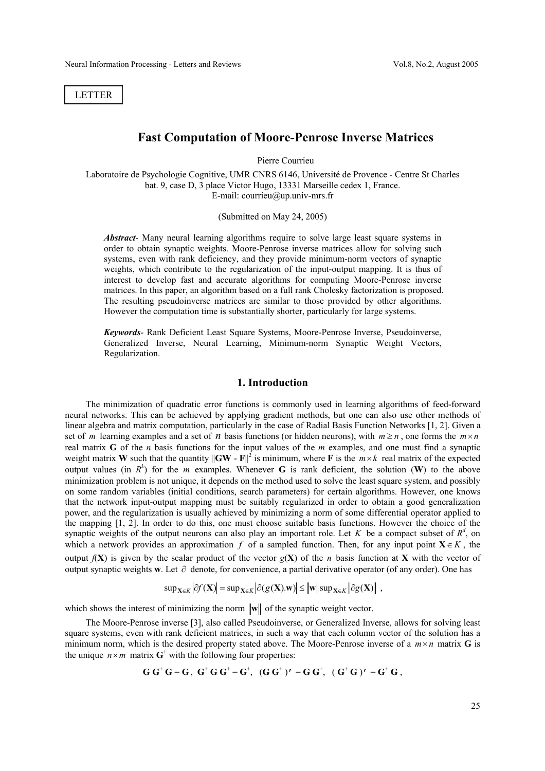LETTER

# Fast Computation of Moore-Penrose Inverse Matrices

Pierre Courrieu

Laboratoire de Psychologie Cognitive, UMR CNRS 6146, Université de Provence - Centre St Charles bat. 9, case D, 3 place Victor Hugo, 13331 Marseille cedex 1, France.
E-mail: courrieu@up.univ-mrs.fr

(Submitted on May 24, 2005)

***Abstract***- Many neural learning algorithms require to solve large least square systems in order to obtain synaptic weights. Moore-Penrose inverse matrices allow for solving such systems, even with rank deficiency, and they provide minimum-norm vectors of synaptic weights, which contribute to the regularization of the input-output mapping. It is thus of interest to develop fast and accurate algorithms for computing Moore-Penrose inverse matrices. In this paper, an algorithm based on a full rank Cholesky factorization is proposed. The resulting pseudoinverse matrices are similar to those provided by other algorithms. However the computation time is substantially shorter, particularly for large systems.

***Keywords***- Rank Deficient Least Square Systems, Moore-Penrose Inverse, Pseudoinverse, Generalized Inverse, Neural Learning, Minimum-norm Synaptic Weight Vectors, Regularization.

## 1. Introduction

The minimization of quadratic error functions is commonly used in learning algorithms of feed-forward neural networks. This can be achieved by applying gradient methods, but one can also use other methods of linear algebra and matrix computation, particularly in the case of Radial Basis Function Networks [1, 2]. Given a set of $m$ learning examples and a set of $n$ basis functions (or hidden neurons), with $m \geq n$, one forms the $m \times n$ real matrix $\mathbf{G}$ of the $n$ basis functions for the input values of the $m$ examples, and one must find a synaptic weight matrix $\mathbf{W}$ such that the quantity $||\mathbf{GW} - \mathbf{F}||^2$ is minimum, where $\mathbf{F}$ is the $m \times k$ real matrix of the expected output values (in $R^k$) for the $m$ examples. Whenever $\mathbf{G}$ is rank deficient, the solution ($\mathbf{W}$) to the above minimization problem is not unique, it depends on the method used to solve the least square system, and possibly on some random variables (initial conditions, search parameters) for certain algorithms. However, one knows that the network input-output mapping must be suitably regularized in order to obtain a good generalization power, and the regularization is usually achieved by minimizing a norm of some differential operator applied to the mapping [1, 2]. In order to do this, one must choose suitable basis functions. However the choice of the synaptic weights of the output neurons can also play an important role. Let $K$ be a compact subset of $R^d$, on which a network provides an approximation $f$ of a sampled function. Then, for any input point $\mathbf{X} \in K$, the output $f(\mathbf{X})$ is given by the scalar product of the vector $g(\mathbf{X})$ of the $n$ basis function at $\mathbf{X}$ with the vector of output synaptic weights $\mathbf{w}$. Let $\partial$ denote, for convenience, a partial derivative operator (of any order). One has

$$\sup_{\mathbf{X}\in K} \left|\partial f(\mathbf{X})\right| = \sup_{\mathbf{X}\in K} \left|\partial (g(\mathbf{X}).\mathbf{w})\right| \leq \left\|\mathbf{w}\right\| \sup_{\mathbf{X}\in K} \left\|\partial g(\mathbf{X})\right\| ,$$

which shows the interest of minimizing the norm $\left\|\mathbf{w}\right\|$ of the synaptic weight vector.

The Moore-Penrose inverse [3], also called Pseudoinverse, or Generalized Inverse, allows for solving least square systems, even with rank deficient matrices, in such a way that each column vector of the solution has a minimum norm, which is the desired property stated above. The Moore-Penrose inverse of a $m \times n$ matrix $\mathbf{G}$ is the unique $n \times m$ matrix $\mathbf{G}^+$ with the following four properties:

$$\mathbf{G}\,\mathbf{G}^+\,\mathbf{G} = \mathbf{G},\;\; \mathbf{G}^+\,\mathbf{G}\,\mathbf{G}^+ = \mathbf{G}^+,\;\; (\mathbf{G}\,\mathbf{G}^+)' = \mathbf{G}\,\mathbf{G}^+,\;\; (\mathbf{G}^+\,\mathbf{G})' = \mathbf{G}^+\,\mathbf{G},$$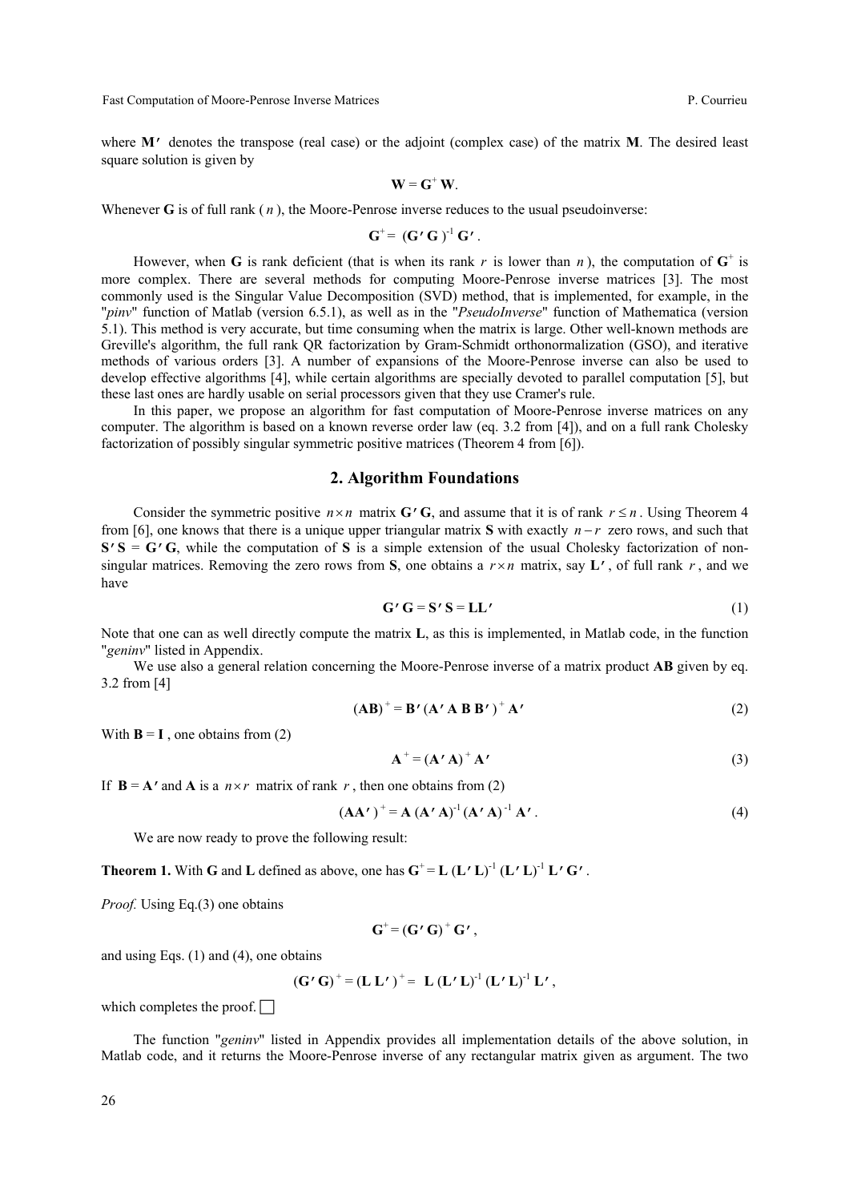where $\mathbf{M}'$ denotes the transpose (real case) or the adjoint (complex case) of the matrix $\mathbf{M}$. The desired least square solution is given by

$$\mathbf{W} = \mathbf{G}^{+}\,\mathbf{W}.$$

Whenever $\mathbf{G}$ is of full rank ( $n$ ), the Moore-Penrose inverse reduces to the usual pseudoinverse:

$$\mathbf{G}^{+} = (\mathbf{G}'\,\mathbf{G})^{-1}\,\mathbf{G}'.$$

However, when $\mathbf{G}$ is rank deficient (that is when its rank $r$ is lower than $n$ ), the computation of $\mathbf{G}^{+}$ is more complex. There are several methods for computing Moore-Penrose inverse matrices [3]. The most commonly used is the Singular Value Decomposition (SVD) method, that is implemented, for example, in the "*pinv*" function of Matlab (version 6.5.1), as well as in the "*PseudoInverse*" function of Mathematica (version 5.1). This method is very accurate, but time consuming when the matrix is large. Other well-known methods are Greville's algorithm, the full rank QR factorization by Gram-Schmidt orthonormalization (GSO), and iterative methods of various orders [3]. A number of expansions of the Moore-Penrose inverse can also be used to develop effective algorithms [4], while certain algorithms are specially devoted to parallel computation [5], but these last ones are hardly usable on serial processors given that they use Cramer's rule.

In this paper, we propose an algorithm for fast computation of Moore-Penrose inverse matrices on any computer. The algorithm is based on a known reverse order law (eq. 3.2 from [4]), and on a full rank Cholesky factorization of possibly singular symmetric positive matrices (Theorem 4 from [6]).

## 2. Algorithm Foundations

Consider the symmetric positive $n \times n$ matrix $\mathbf{G}'\,\mathbf{G}$, and assume that it is of rank $r \leq n$. Using Theorem 4 from [6], one knows that there is a unique upper triangular matrix $\mathbf{S}$ with exactly $n - r$ zero rows, and such that $\mathbf{S}'\,\mathbf{S} = \mathbf{G}'\,\mathbf{G}$, while the computation of $\mathbf{S}$ is a simple extension of the usual Cholesky factorization of non-singular matrices. Removing the zero rows from $\mathbf{S}$, one obtains a $r \times n$ matrix, say $\mathbf{L}'$, of full rank $r$, and we have

$$\mathbf{G}'\,\mathbf{G} = \mathbf{S}'\,\mathbf{S} = \mathbf{L}\mathbf{L}' \tag{1}$$

Note that one can as well directly compute the matrix $\mathbf{L}$, as this is implemented, in Matlab code, in the function "*geninv*" listed in Appendix.

We use also a general relation concerning the Moore-Penrose inverse of a matrix product $\mathbf{AB}$ given by eq. 3.2 from [4]

$$(\mathbf{AB})^{+} = \mathbf{B}'\,(\mathbf{A}'\,\mathbf{A}\,\mathbf{B}\,\mathbf{B}'\,)^{+}\,\mathbf{A}' \tag{2}$$

With $\mathbf{B} = \mathbf{I}$ , one obtains from (2)

$$\mathbf{A}^{+} = (\mathbf{A}'\,\mathbf{A})^{+}\,\mathbf{A}' \tag{3}$$

If $\mathbf{B} = \mathbf{A}'$ and $\mathbf{A}$ is a $n \times r$ matrix of rank $r$, then one obtains from (2)

$$(\mathbf{A}\mathbf{A}'\,)^{+} = \mathbf{A}\,(\mathbf{A}'\,\mathbf{A})^{-1}\,(\mathbf{A}'\,\mathbf{A})^{-1}\,\mathbf{A}'. \tag{4}$$

We are now ready to prove the following result:

**Theorem 1.** With $\mathbf{G}$ and $\mathbf{L}$ defined as above, one has $\mathbf{G}^{+} = \mathbf{L}\,(\mathbf{L}'\,\mathbf{L})^{-1}\,(\mathbf{L}'\,\mathbf{L})^{-1}\,\mathbf{L}'\,\mathbf{G}'$.

*Proof.* Using Eq.(3) one obtains

$$\mathbf{G}^{+} = (\mathbf{G}'\,\mathbf{G})^{+}\,\mathbf{G}',$$

and using Eqs. (1) and (4), one obtains

$$(\mathbf{G}'\,\mathbf{G})^{+} = (\mathbf{L}\,\mathbf{L}'\,)^{+} = \mathbf{L}\,(\mathbf{L}'\,\mathbf{L})^{-1}\,(\mathbf{L}'\,\mathbf{L})^{-1}\,\mathbf{L}',$$

which completes the proof. □

The function "*geninv*" listed in Appendix provides all implementation details of the above solution, in Matlab code, and it returns the Moore-Penrose inverse of any rectangular matrix given as argument. The two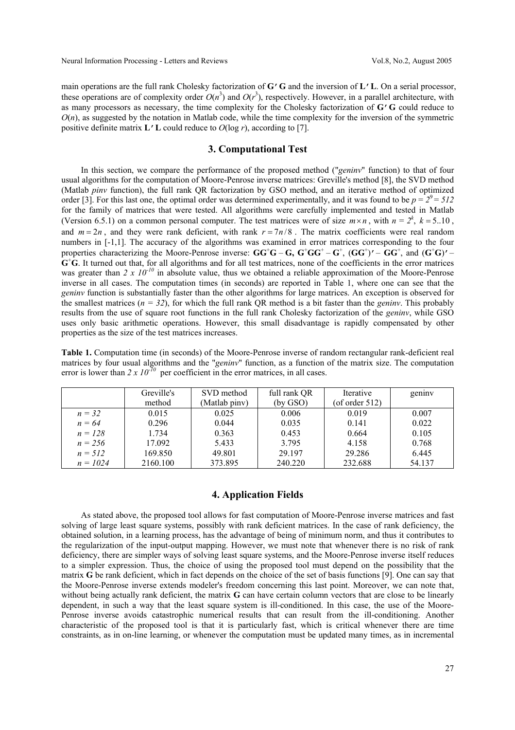main operations are the full rank Cholesky factorization of $\mathbf{G'G}$ and the inversion of $\mathbf{L'L}$. On a serial processor, these operations are of complexity order $O(n^3)$ and $O(r^3)$, respectively. However, in a parallel architecture, with as many processors as necessary, the time complexity for the Cholesky factorization of $\mathbf{G'G}$ could reduce to $O(n)$, as suggested by the notation in Matlab code, while the time complexity for the inversion of the symmetric positive definite matrix $\mathbf{L'L}$ could reduce to $O(\log r)$, according to [7].

## 3. Computational Test

In this section, we compare the performance of the proposed method ("*geninv*" function) to that of four usual algorithms for the computation of Moore-Penrose inverse matrices: Greville's method [8], the SVD method (Matlab *pinv* function), the full rank QR factorization by GSO method, and an iterative method of optimized order [3]. For this last one, the optimal order was determined experimentally, and it was found to be $p = 2^9 = 512$ for the family of matrices that were tested. All algorithms were carefully implemented and tested in Matlab (Version 6.5.1) on a common personal computer. The test matrices were of size $m \times n$, with $n = 2^k$, $k = 5..10$, and $m = 2n$, and they were rank deficient, with rank $r = 7n/8$. The matrix coefficients were real random numbers in [-1,1]. The accuracy of the algorithms was examined in error matrices corresponding to the four properties characterizing the Moore-Penrose inverse: $\mathbf{GG^+G} - \mathbf{G}$, $\mathbf{G^+GG^+} - \mathbf{G^+}$, $(\mathbf{GG^+})' - \mathbf{GG^+}$, and $(\mathbf{G^+G})' - \mathbf{G^+G}$. It turned out that, for all algorithms and for all test matrices, none of the coefficients in the error matrices was greater than $2 \times 10^{-10}$ in absolute value, thus we obtained a reliable approximation of the Moore-Penrose inverse in all cases. The computation times (in seconds) are reported in Table 1, where one can see that the *geninv* function is substantially faster than the other algorithms for large matrices. An exception is observed for the smallest matrices ($n = 32$), for which the full rank QR method is a bit faster than the *geninv*. This probably results from the use of square root functions in the full rank Cholesky factorization of the *geninv*, while GSO uses only basic arithmetic operations. However, this small disadvantage is rapidly compensated by other properties as the size of the test matrices increases.

**Table 1.** Computation time (in seconds) of the Moore-Penrose inverse of random rectangular rank-deficient real matrices by four usual algorithms and the "*geninv*" function, as a function of the matrix size. The computation error is lower than $2 \times 10^{-10}$ per coefficient in the error matrices, in all cases.

| | Greville's method | SVD method (Matlab pinv) | full rank QR (by GSO) | Iterative (of order 512) | geninv |
|---|---|---|---|---|---|
| $n = 32$ | 0.015 | 0.025 | 0.006 | 0.019 | 0.007 |
| $n = 64$ | 0.296 | 0.044 | 0.035 | 0.141 | 0.022 |
| $n = 128$ | 1.734 | 0.363 | 0.453 | 0.664 | 0.105 |
| $n = 256$ | 17.092 | 5.433 | 3.795 | 4.158 | 0.768 |
| $n = 512$ | 169.850 | 49.801 | 29.197 | 29.286 | 6.445 |
| $n = 1024$ | 2160.100 | 373.895 | 240.220 | 232.688 | 54.137 |

## 4. Application Fields

As stated above, the proposed tool allows for fast computation of Moore-Penrose inverse matrices and fast solving of large least square systems, possibly with rank deficient matrices. In the case of rank deficiency, the obtained solution, in a learning process, has the advantage of being of minimum norm, and thus it contributes to the regularization of the input-output mapping. However, we must note that whenever there is no risk of rank deficiency, there are simpler ways of solving least square systems, and the Moore-Penrose inverse itself reduces to a simpler expression. Thus, the choice of using the proposed tool must depend on the possibility that the matrix $\mathbf{G}$ be rank deficient, which in fact depends on the choice of the set of basis functions [9]. One can say that the Moore-Penrose inverse extends modeler's freedom concerning this last point. Moreover, we can note that, without being actually rank deficient, the matrix $\mathbf{G}$ can have certain column vectors that are close to be linearly dependent, in such a way that the least square system is ill-conditioned. In this case, the use of the Moore-Penrose inverse avoids catastrophic numerical results that can result from the ill-conditioning. Another characteristic of the proposed tool is that it is particularly fast, which is critical whenever there are time constraints, as in on-line learning, or whenever the computation must be updated many times, as in incremental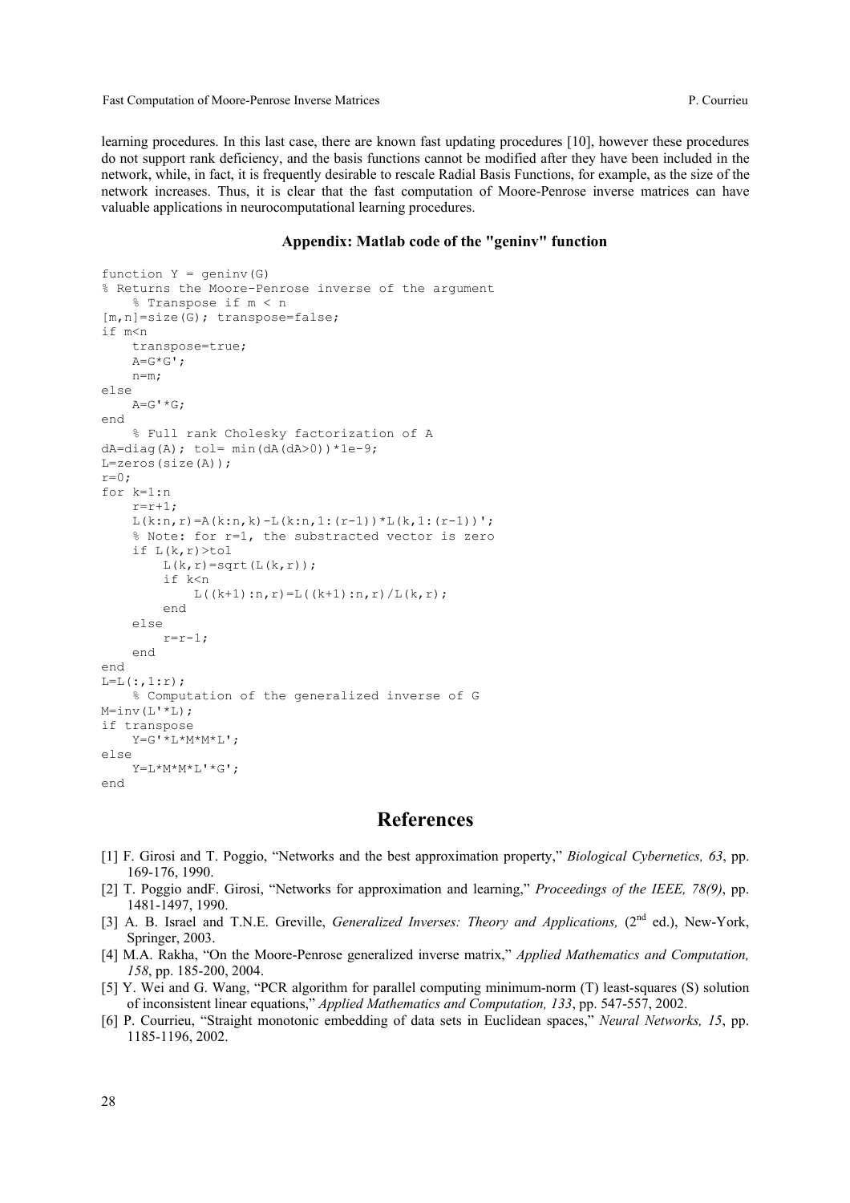learning procedures. In this last case, there are known fast updating procedures [10], however these procedures do not support rank deficiency, and the basis functions cannot be modified after they have been included in the network, while, in fact, it is frequently desirable to rescale Radial Basis Functions, for example, as the size of the network increases. Thus, it is clear that the fast computation of Moore-Penrose inverse matrices can have valuable applications in neurocomputational learning procedures.

### Appendix: Matlab code of the "geninv" function

```
function Y = geninv(G)
% Returns the Moore-Penrose inverse of the argument
    % Transpose if m < n
[m,n]=size(G); transpose=false;
if m<n
    transpose=true;
    A=G*G';
    n=m;
else
    A=G'*G;
end
    % Full rank Cholesky factorization of A
dA=diag(A); tol= min(dA(dA>0))*1e-9;
L=zeros(size(A));
r=0;
for k=1:n
    r=r+1;
    L(k:n,r)=A(k:n,k)-L(k:n,1:(r-1))*L(k,1:(r-1))';
    % Note: for r=1, the substracted vector is zero
    if L(k,r)>tol
        L(k,r)=sqrt(L(k,r));
        if k<n
            L((k+1):n,r)=L((k+1):n,r)/L(k,r);
        end
    else
        r=r-1;
    end
end
L=L(:,1:r);
    % Computation of the generalized inverse of G
M=inv(L'*L);
if transpose
    Y=G'*L*M*M*L';
else
    Y=L*M*M*L'*G';
end
```

## References

[1] F. Girosi and T. Poggio, "Networks and the best approximation property," *Biological Cybernetics, 63*, pp. 169-176, 1990.

[2] T. Poggio andF. Girosi, "Networks for approximation and learning," *Proceedings of the IEEE, 78(9)*, pp. 1481-1497, 1990.

[3] A. B. Israel and T.N.E. Greville, *Generalized Inverses: Theory and Applications,* (2nd ed.), New-York, Springer, 2003.

[4] M.A. Rakha, "On the Moore-Penrose generalized inverse matrix," *Applied Mathematics and Computation, 158*, pp. 185-200, 2004.

[5] Y. Wei and G. Wang, "PCR algorithm for parallel computing minimum-norm (T) least-squares (S) solution of inconsistent linear equations," *Applied Mathematics and Computation, 133*, pp. 547-557, 2002.

[6] P. Courrieu, "Straight monotonic embedding of data sets in Euclidean spaces," *Neural Networks, 15*, pp. 1185-1196, 2002.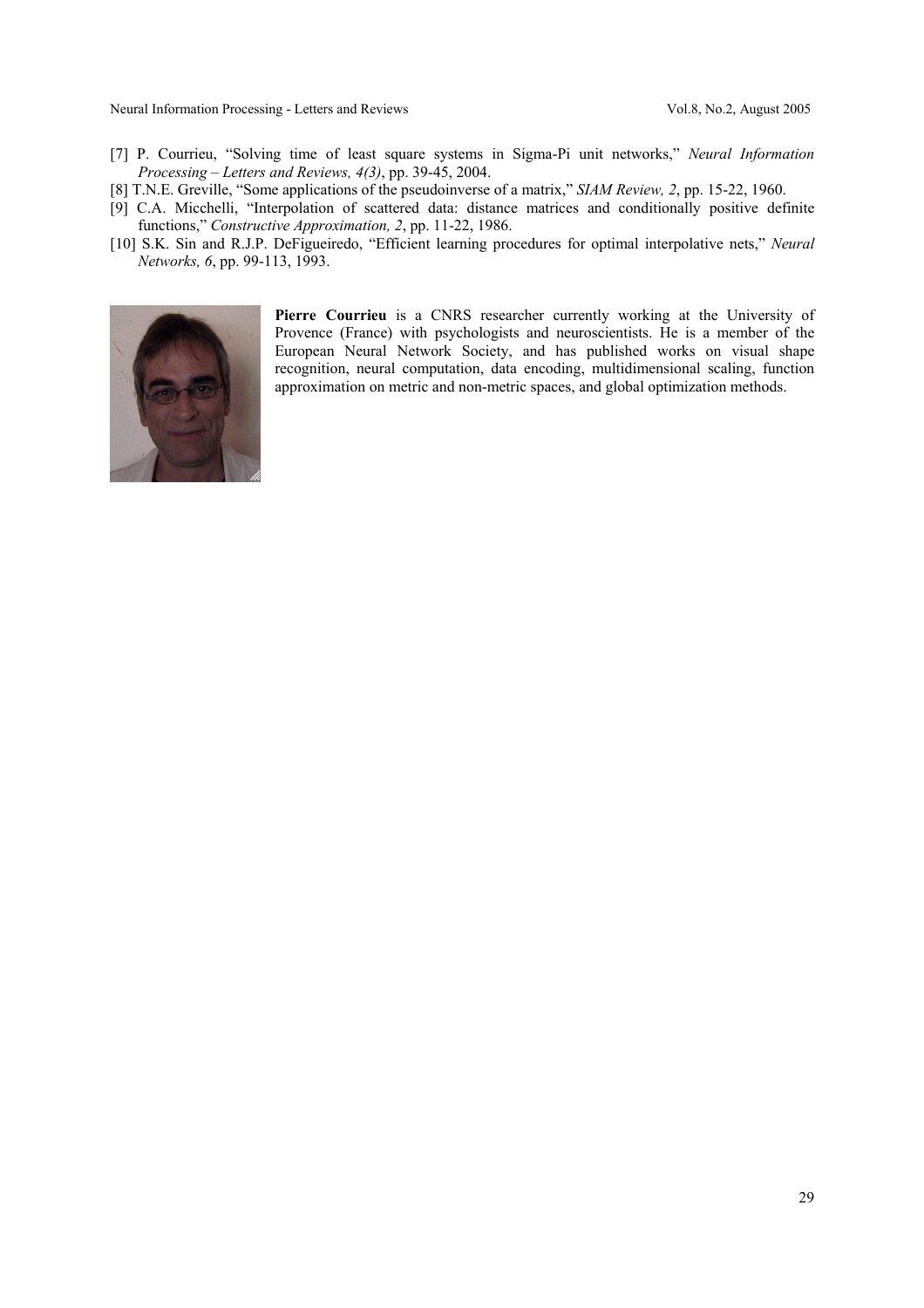[7] P. Courrieu, "Solving time of least square systems in Sigma-Pi unit networks," *Neural Information Processing – Letters and Reviews, 4(3)*, pp. 39-45, 2004.

[8] T.N.E. Greville, "Some applications of the pseudoinverse of a matrix," *SIAM Review, 2*, pp. 15-22, 1960.

[9] C.A. Micchelli, "Interpolation of scattered data: distance matrices and conditionally positive definite functions," *Constructive Approximation, 2*, pp. 11-22, 1986.

[10] S.K. Sin and R.J.P. DeFigueiredo, "Efficient learning procedures for optimal interpolative nets," *Neural Networks, 6*, pp. 99-113, 1993.

**Pierre Courrieu** is a CNRS researcher currently working at the University of Provence (France) with psychologists and neuroscientists. He is a member of the European Neural Network Society, and has published works on visual shape recognition, neural computation, data encoding, multidimensional scaling, function approximation on metric and non-metric spaces, and global optimization methods.